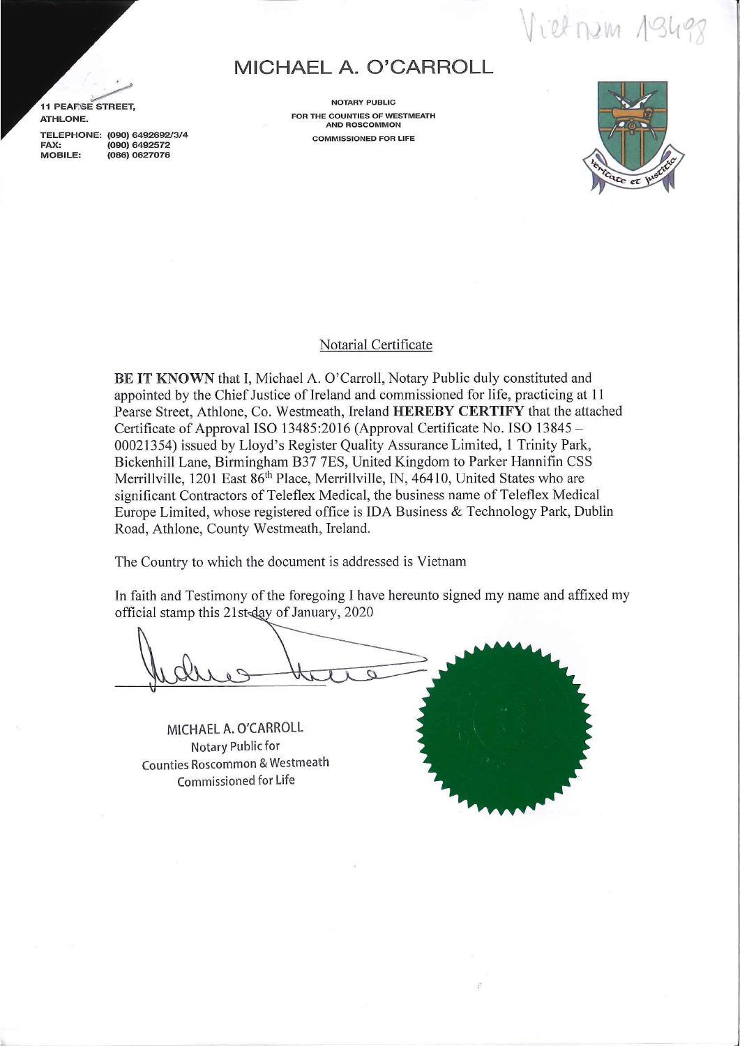Vietnam 19498

# MICHAEL A. O'CARROLL

11 PEARSE STREET,
ATHLONE.

TELEPHONE: (090) 6492692/3/4
FAX: (090) 6492572
MOBILE: (086) 0627076

NOTARY PUBLIC
FOR THE COUNTIES OF WESTMEATH AND ROSCOMMON
COMMISSIONED FOR LIFE

Veritate et justitia

## Notarial Certificate

**BE IT KNOWN** that I, Michael A. O'Carroll, Notary Public duly constituted and appointed by the Chief Justice of Ireland and commissioned for life, practicing at 11 Pearse Street, Athlone, Co. Westmeath, Ireland **HEREBY CERTIFY** that the attached Certificate of Approval ISO 13485:2016 (Approval Certificate No. ISO 13845 – 00021354) issued by Lloyd's Register Quality Assurance Limited, 1 Trinity Park, Bickenhill Lane, Birmingham B37 7ES, United Kingdom to Parker Hannifin CSS Merrillville, 1201 East 86th Place, Merrillville, IN, 46410, United States who are significant Contractors of Teleflex Medical, the business name of Teleflex Medical Europe Limited, whose registered office is IDA Business & Technology Park, Dublin Road, Athlone, County Westmeath, Ireland.

The Country to which the document is addressed is Vietnam

In faith and Testimony of the foregoing I have hereunto signed my name and affixed my official stamp this 21st day of January, 2020

MICHAEL A. O'CARROLL
Notary Public for
Counties Roscommon & Westmeath
Commissioned for Life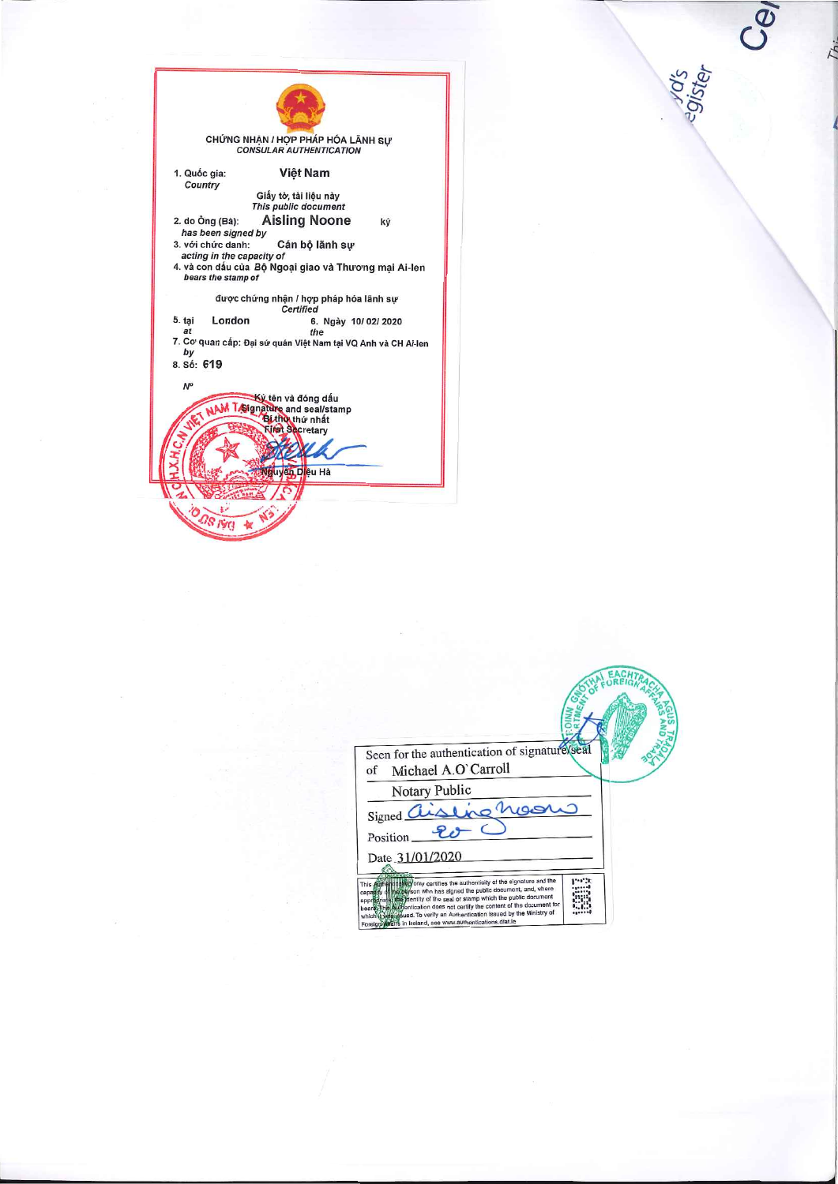## CHỨNG NHẬN / HỢP PHÁP HÓA LÃNH SỰ
*CONSULAR AUTHENTICATION*

1. Quốc gia: **Việt Nam**
*Country*

Giấy tờ, tài liệu này
*This public document*

2. do Ông (Bà): **Aisling Noone** ký
*has been signed by*
3. với chức danh: **Cán bộ lãnh sự**
*acting in the capacity of*
4. và con dấu của Bộ Ngoại giao và Thương mại Ai-len
*bears the stamp of*

được chứng nhận / hợp pháp hóa lãnh sự
*Certified*

5. tại London 6. Ngày 10/ 02/ 2020
*at* *the*
7. Cơ quan cấp: Đại sứ quán Việt Nam tại VQ Anh và CH Ai-len
*by*
8. Số: 619
*N°*

Ký tên và đóng dấu
*Signature and seal/stamp*
Bí thư thứ nhất
First Secretary

Nguyễn Diệu Hà

---

Seen for the authentication of signature/seal of Michael A.O'Carroll

Notary Public

Signed Aisling Noone

Position

Date 31/01/2020

This Authentication only certifies the authenticity of the signature and the capacity of the person who has signed the public document, and, where appropriate, the identity of the seal or stamp which the public document bears. This Authentication does not certify the content of the document for which it was issued. To verify an Authentication issued by the Ministry of Foreign Affairs in Ireland, see www.authentications.dfat.ie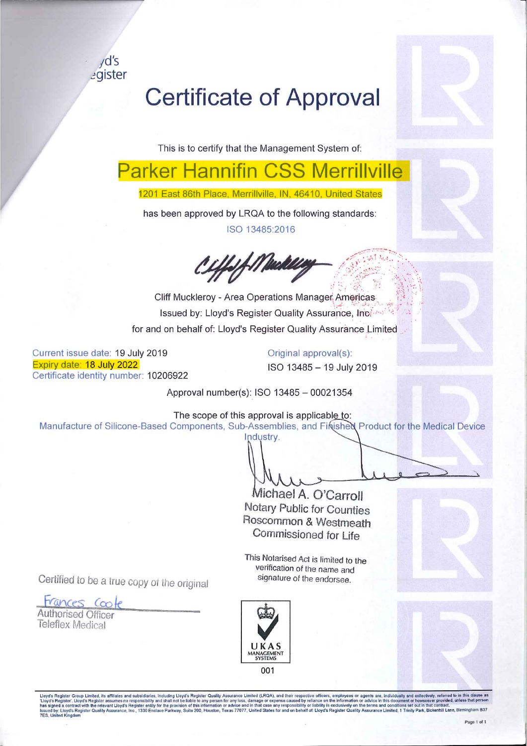yd's
egister

# Certificate of Approval

This is to certify that the Management System of:

## Parker Hannifin CSS Merrillville

1201 East 86th Place, Merrillville, IN, 46410, United States

has been approved by LRQA to the following standards:

ISO 13485:2016

Cliff Muckleroy - Area Operations Manager Americas
Issued by: Lloyd's Register Quality Assurance, Inc.
for and on behalf of: Lloyd's Register Quality Assurance Limited

Current issue date: 19 July 2019
Expiry date: 18 July 2022
Certificate identity number: 10206922

Original approval(s):
ISO 13485 – 19 July 2019

Approval number(s): ISO 13485 – 00021354

The scope of this approval is applicable to:
Manufacture of Silicone-Based Components, Sub-Assemblies, and Finished Product for the Medical Device Industry.

Michael A. O'Carroll
Notary Public for Counties
Roscommon & Westmeath
Commissioned for Life

This Notarised Act is limited to the verification of the name and signature of the endorsee.

Certified to be a true copy of the original

Frances Coote
Authorised Officer
Teleflex Medical

UKAS
MANAGEMENT
SYSTEMS
001

Lloyd's Register Group Limited, its affiliates and subsidiaries, including Lloyd's Register Quality Assurance Limited (LRQA), and their respective officers, employees or agents are, individually and collectively, referred to in this clause as 'Lloyd's Register'. Lloyd's Register assumes no responsibility and shall not be liable to any person for any loss, damage or expense caused by reliance on the information or advice in this document or howsoever provided, unless that person has signed a contract with the relevant Lloyd's Register entity for the provision of this information or advice and in that case any responsibility or liability is exclusively on the terms and conditions set out in that contract.
Issued by: Lloyd's Register Quality Assurance, Inc., 1330 Enclave Parkway, Suite 200, Houston, Texas 77077, United States for and on behalf of: Lloyd's Register Quality Assurance Limited, 1 Trinity Park, Bickenhill Lane, Birmingham B37 7ES, United Kingdom